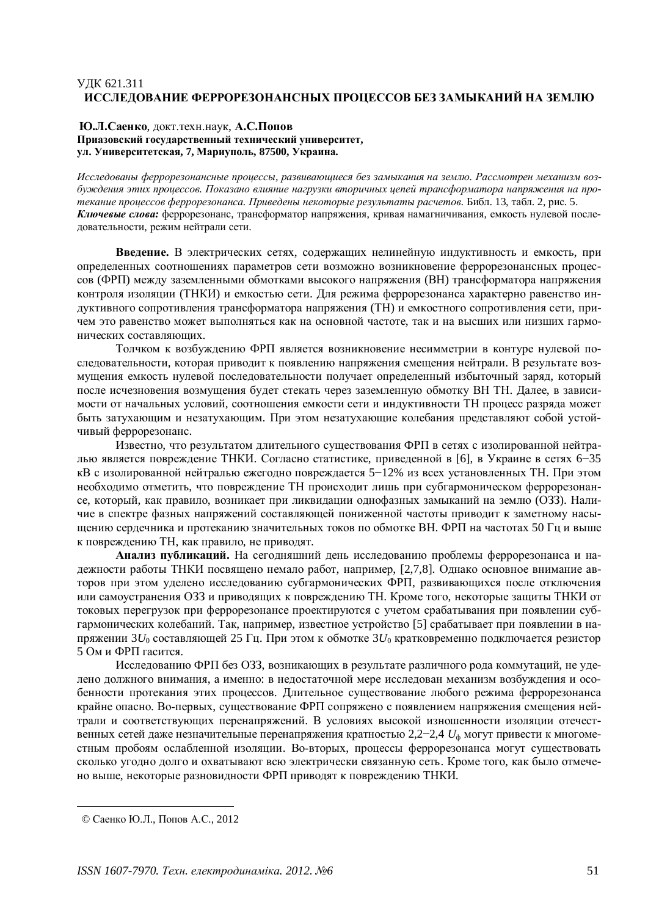УДК 621.311

# ИССЛЕДОВАНИЕ ФЕРРОРЕЗОНАНСНЫХ ПРОЦЕССОВ БЕЗ ЗАМЫКАНИЙ НА ЗЕМЛЮ

**Ю.Л.Саенко**, докт.техн.наук, **А.С.Попов**
**Приазовский государственный технический университет,**
**ул. Университетская, 7, Мариуполь, 87500, Украина.**

*Исследованы феррорезонансные процессы, развивающиеся без замыкания на землю. Рассмотрен механизм возбуждения этих процессов. Показано влияние нагрузки вторичных цепей трансформатора напряжения на протекание процессов феррорезонанса. Приведены некоторые результаты расчетов.* Библ. 13, табл. 2, рис. 5.
***Ключевые слова:*** феррорезонанс, трансформатор напряжения, кривая намагничивания, емкость нулевой последовательности, режим нейтрали сети.

**Введение.** В электрических сетях, содержащих нелинейную индуктивность и емкость, при определенных соотношениях параметров сети возможно возникновение феррорезонансных процессов (ФРП) между заземленными обмотками высокого напряжения (ВН) трансформатора напряжения контроля изоляции (ТНКИ) и емкостью сети. Для режима феррорезонанса характерно равенство индуктивного сопротивления трансформатора напряжения (ТН) и емкостного сопротивления сети, причем это равенство может выполняться как на основной частоте, так и на высших или низших гармонических составляющих.

Толчком к возбуждению ФРП является возникновение несимметрии в контуре нулевой последовательности, которая приводит к появлению напряжения смещения нейтрали. В результате возмущения емкость нулевой последовательности получает определенный избыточный заряд, который после исчезновения возмущения будет стекать через заземленную обмотку ВН ТН. Далее, в зависимости от начальных условий, соотношения емкости сети и индуктивности ТН процесс разряда может быть затухающим и незатухающим. При этом незатухающие колебания представляют собой устойчивый феррорезонанс.

Известно, что результатом длительного существования ФРП в сетях с изолированной нейтралью является повреждение ТНКИ. Согласно статистике, приведенной в [6], в Украине в сетях 6−35 кВ с изолированной нейтралью ежегодно повреждается 5−12% из всех установленных ТН. При этом необходимо отметить, что повреждение ТН происходит лишь при субгармоническом феррорезонансе, который, как правило, возникает при ликвидации однофазных замыканий на землю (ОЗЗ). Наличие в спектре фазных напряжений составляющей пониженной частоты приводит к заметному насыщению сердечника и протеканию значительных токов по обмотке ВН. ФРП на частотах 50 Гц и выше к повреждению ТН, как правило, не приводят.

**Анализ публикаций.** На сегодняшний день исследованию проблемы феррорезонанса и надежности работы ТНКИ посвящено немало работ, например, [2,7,8]. Однако основное внимание авторов при этом уделено исследованию субгармонических ФРП, развивающихся после отключения или самоустранения ОЗЗ и приводящих к повреждению ТН. Кроме того, некоторые защиты ТНКИ от токовых перегрузок при феррорезонансе проектируются с учетом срабатывания при появлении субгармонических колебаний. Так, например, известное устройство [5] срабатывает при появлении в напряжении $3U_0$ составляющей 25 Гц. При этом к обмотке $3U_0$ кратковременно подключается резистор 5 Ом и ФРП гасится.

Исследованию ФРП без ОЗЗ, возникающих в результате различного рода коммутаций, не уделено должного внимания, а именно: в недостаточной мере исследован механизм возбуждения и особенности протекания этих процессов. Длительное существование любого режима феррорезонанса крайне опасно. Во-первых, существование ФРП сопряжено с появлением напряжения смещения нейтрали и соответствующих перенапряжений. В условиях высокой изношенности изоляции отечественных сетей даже незначительные перенапряжения кратностью 2,2−2,4 $U_ф$ могут привести к многоместным пробоям ослабленной изоляции. Во-вторых, процессы феррорезонанса могут существовать сколько угодно долго и охватывают всю электрически связанную сеть. Кроме того, как было отмечено выше, некоторые разновидности ФРП приводят к повреждению ТНКИ.

© Саенко Ю.Л., Попов А.С., 2012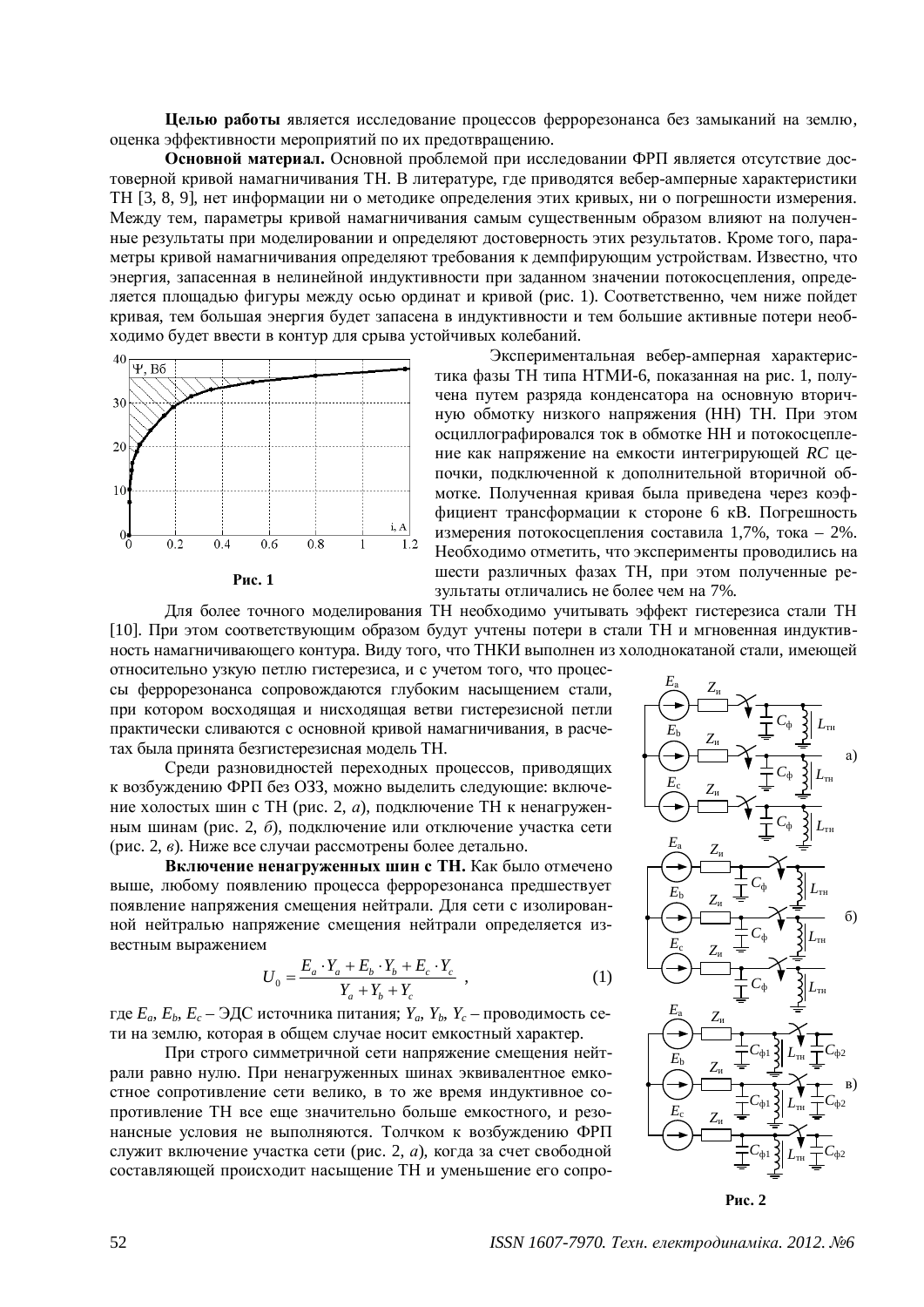**Целью работы** является исследование процессов феррорезонанса без замыканий на землю, оценка эффективности мероприятий по их предотвращению.

**Основной материал.** Основной проблемой при исследовании ФРП является отсутствие достоверной кривой намагничивания ТН. В литературе, где приводятся вебер-амперные характеристики ТН [3, 8, 9], нет информации ни о методике определения этих кривых, ни о погрешности измерения. Между тем, параметры кривой намагничивания самым существенным образом влияют на полученные результаты при моделировании и определяют достоверность этих результатов. Кроме того, параметры кривой намагничивания определяют требования к демпфирующим устройствам. Известно, что энергия, запасенная в нелинейной индуктивности при заданном значении потокосцепления, определяется площадью фигуры между осью ординат и кривой (рис. 1). Соответственно, чем ниже пойдет кривая, тем большая энергия будет запасена в индуктивности и тем большие активные потери необходимо будет ввести в контур для срыва устойчивых колебаний.

**Рис. 1**

Экспериментальная вебер-амперная характеристика фазы ТН типа НТМИ-6, показанная на рис. 1, получена путем разряда конденсатора на основную вторичную обмотку низкого напряжения (НН) ТН. При этом осциллографировался ток в обмотке НН и потокосцепление как напряжение на емкости интегрирующей *RC* цепочки, подключенной к дополнительной вторичной обмотке. Полученная кривая была приведена через коэффициент трансформации к стороне 6 кВ. Погрешность измерения потокосцепления составила 1,7%, тока – 2%. Необходимо отметить, что эксперименты проводились на шести различных фазах ТН, при этом полученные результаты отличались не более чем на 7%.

Для более точного моделирования ТН необходимо учитывать эффект гистерезиса стали ТН [10]. При этом соответствующим образом будут учтены потери в стали ТН и мгновенная индуктивность намагничивающего контура. Виду того, что ТНКИ выполнен из холоднокатаной стали, имеющей относительно узкую петлю гистерезиса, и с учетом того, что процессы феррорезонанса сопровождаются глубоким насыщением стали, при котором восходящая и нисходящая ветви гистерезисной петли практически сливаются с основной кривой намагничивания, в расчетах была принята безгистерезисная модель ТН.

Среди разновидностей переходных процессов, приводящих к возбуждению ФРП без ОЗЗ, можно выделить следующие: включение холостых шин с ТН (рис. 2, *а*), подключение ТН к ненагруженным шинам (рис. 2, *б*), подключение или отключение участка сети (рис. 2, *в*). Ниже все случаи рассмотрены более детально.

**Включение ненагруженных шин с ТН.** Как было отмечено выше, любому появлению процесса феррорезонанса предшествует появление напряжения смещения нейтрали. Для сети с изолированной нейтралью напряжение смещения нейтрали определяется известным выражением

$$U_0 = \frac{E_a \cdot Y_a + E_b \cdot Y_b + E_c \cdot Y_c}{Y_a + Y_b + Y_c}\ , \qquad (1)$$

где $E_a$, $E_b$, $E_c$ – ЭДС источника питания; $Y_a$, $Y_b$, $Y_c$ – проводимость сети на землю, которая в общем случае носит емкостный характер.

При строго симметричной сети напряжение смещения нейтрали равно нулю. При ненагруженных шинах эквивалентное емкостное сопротивление сети велико, в то же время индуктивное сопротивление ТН все еще значительно больше емкостного, и резонансные условия не выполняются. Толчком к возбуждению ФРП служит включение участка сети (рис. 2, *а*), когда за счет свободной составляющей происходит насыщение ТН и уменьшение его сопро-

**Рис. 2**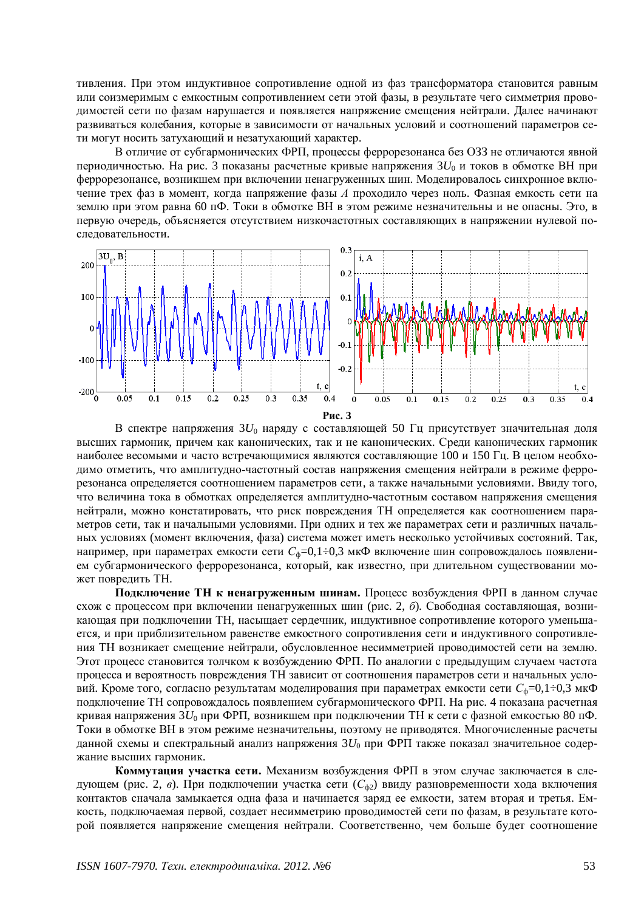тивления. При этом индуктивное сопротивление одной из фаз трансформатора становится равным или соизмеримым с емкостным сопротивлением сети этой фазы, в результате чего симметрия проводимостей сети по фазам нарушается и появляется напряжение смещения нейтрали. Далее начинают развиваться колебания, которые в зависимости от начальных условий и соотношений параметров сети могут носить затухающий и незатухающий характер.

В отличие от субгармонических ФРП, процессы феррорезонанса без ОЗЗ не отличаются явной периодичностью. На рис. 3 показаны расчетные кривые напряжения $3U_0$ и токов в обмотке ВН при феррорезонансе, возникшем при включении ненагруженных шин. Моделировалось синхронное включение трех фаз в момент, когда напряжение фазы *A* проходило через ноль. Фазная емкость сети на землю при этом равна 60 пФ. Токи в обмотке ВН в этом режиме незначительны и не опасны. Это, в первую очередь, объясняется отсутствием низкочастотных составляющих в напряжении нулевой последовательности.

**Рис. 3**

В спектре напряжения $3U_0$ наряду с составляющей 50 Гц присутствует значительная доля высших гармоник, причем как канонических, так и не канонических. Среди канонических гармоник наиболее весомыми и часто встречающимися являются составляющие 100 и 150 Гц. В целом необходимо отметить, что амплитудно-частотный состав напряжения смещения нейтрали в режиме феррорезонанса определяется соотношением параметров сети, а также начальными условиями. Ввиду того, что величина тока в обмотках определяется амплитудно-частотным составом напряжения смещения нейтрали, можно констатировать, что риск повреждения ТН определяется как соотношением параметров сети, так и начальными условиями. При одних и тех же параметрах сети и различных начальных условиях (момент включения, фаза) система может иметь несколько устойчивых состояний. Так, например, при параметрах емкости сети $C_ф$=0,1÷0,3 мкФ включение шин сопровождалось появлением субгармонического феррорезонанса, который, как известно, при длительном существовании может повредить ТН.

**Подключение ТН к ненагруженным шинам.** Процесс возбуждения ФРП в данном случае схож с процессом при включении ненагруженных шин (рис. 2, *б*). Свободная составляющая, возникающая при подключении ТН, насыщает сердечник, индуктивное сопротивление которого уменьшается, и при приблизительном равенстве емкостного сопротивления сети и индуктивного сопротивления ТН возникает смещение нейтрали, обусловленное несимметрией проводимостей сети на землю. Этот процесс становится толчком к возбуждению ФРП. По аналогии с предыдущим случаем частота процесса и вероятность повреждения ТН зависит от соотношения параметров сети и начальных условий. Кроме того, согласно результатам моделирования при параметрах емкости сети $C_ф$=0,1÷0,3 мкФ подключение ТН сопровождалось появлением субгармонического ФРП. На рис. 4 показана расчетная кривая напряжения $3U_0$ при ФРП, возникшем при подключении ТН к сети с фазной емкостью 80 пФ. Токи в обмотке ВН в этом режиме незначительны, поэтому не приводятся. Многочисленные расчеты данной схемы и спектральный анализ напряжения $3U_0$ при ФРП также показал значительное содержание высших гармоник.

**Коммутация участка сети.** Механизм возбуждения ФРП в этом случае заключается в следующем (рис. 2, *в*). При подключении участка сети ($C_{ф2}$) ввиду разновременности хода включения контактов сначала замыкается одна фаза и начинается заряд ее емкости, затем вторая и третья. Емкость, подключаемая первой, создает несимметрию проводимостей сети по фазам, в результате которой появляется напряжение смещения нейтрали. Соответственно, чем больше будет соотношение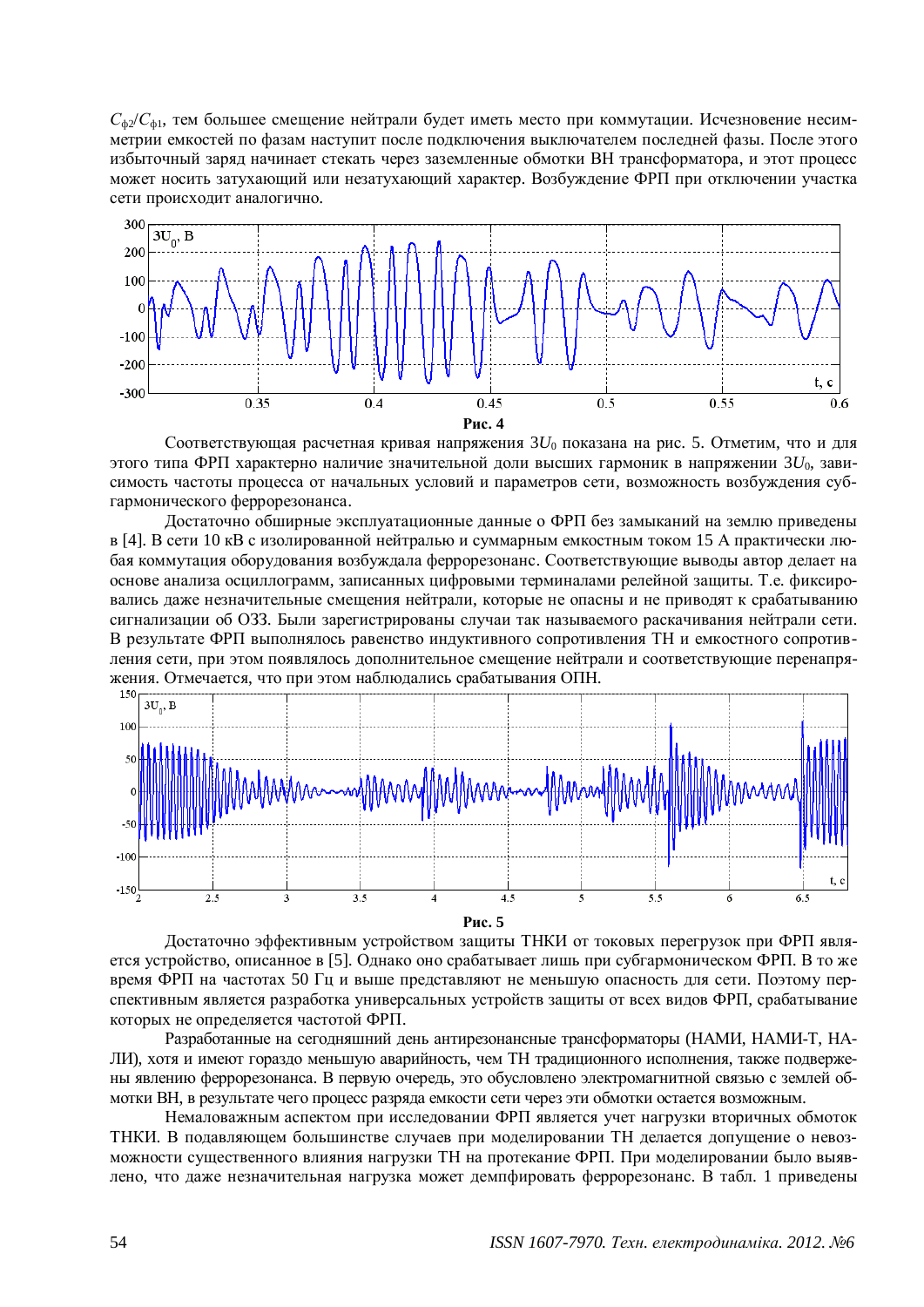$C_{ф2}/C_{ф1}$, тем большее смещение нейтрали будет иметь место при коммутации. Исчезновение несимметрии емкостей по фазам наступит после подключения выключателем последней фазы. После этого избыточный заряд начинает стекать через заземленные обмотки ВН трансформатора, и этот процесс может носить затухающий или незатухающий характер. Возбуждение ФРП при отключении участка сети происходит аналогично.

**Рис. 4**

Соответствующая расчетная кривая напряжения $3U_0$ показана на рис. 5. Отметим, что и для этого типа ФРП характерно наличие значительной доли высших гармоник в напряжении $3U_0$, зависимость частоты процесса от начальных условий и параметров сети, возможность возбуждения субгармонического феррорезонанса.

Достаточно обширные эксплуатационные данные о ФРП без замыканий на землю приведены в [4]. В сети 10 кВ с изолированной нейтралью и суммарным емкостным током 15 А практически любая коммутация оборудования возбуждала феррорезонанс. Соответствующие выводы автор делает на основе анализа осциллограмм, записанных цифровыми терминалами релейной защиты. Т.е. фиксировались даже незначительные смещения нейтрали, которые не опасны и не приводят к срабатыванию сигнализации об ОЗЗ. Были зарегистрированы случаи так называемого раскачивания нейтрали сети. В результате ФРП выполнялось равенство индуктивного сопротивления ТН и емкостного сопротивления сети, при этом появлялось дополнительное смещение нейтрали и соответствующие перенапряжения. Отмечается, что при этом наблюдались срабатывания ОПН.

**Рис. 5**

Достаточно эффективным устройством защиты ТНКИ от токовых перегрузок при ФРП является устройство, описанное в [5]. Однако оно срабатывает лишь при субгармоническом ФРП. В то же время ФРП на частотах 50 Гц и выше представляют не меньшую опасность для сети. Поэтому перспективным является разработка универсальных устройств защиты от всех видов ФРП, срабатывание которых не определяется частотой ФРП.

Разработанные на сегодняшний день антирезонансные трансформаторы (НАМИ, НАМИ-Т, НАЛИ), хотя и имеют гораздо меньшую аварийность, чем ТН традиционного исполнения, также подвержены явлению феррорезонанса. В первую очередь, это обусловлено электромагнитной связью с землей обмотки ВН, в результате чего процесс разряда емкости сети через эти обмотки остается возможным.

Немаловажным аспектом при исследовании ФРП является учет нагрузки вторичных обмоток ТНКИ. В подавляющем большинстве случаев при моделировании ТН делается допущение о невозможности существенного влияния нагрузки ТН на протекание ФРП. При моделировании было выявлено, что даже незначительная нагрузка может демпфировать феррорезонанс. В табл. 1 приведены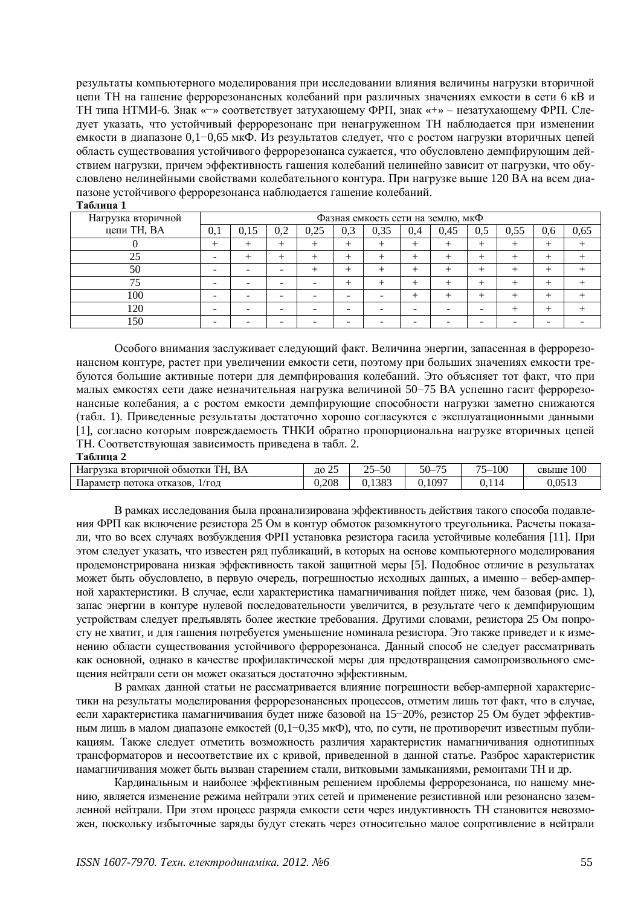результаты компьютерного моделирования при исследовании влияния величины нагрузки вторичной цепи ТН на гашение феррорезонансных колебаний при различных значениях емкости в сети 6 кВ и ТН типа НТМИ-6. Знак «–» соответствует затухающему ФРП, знак «+» – незатухающему ФРП. Следует указать, что устойчивый феррорезонанс при ненагруженном ТН наблюдается при изменении емкости в диапазоне 0,1–0,65 мкФ. Из результатов следует, что с ростом нагрузки вторичных цепей область существования устойчивого феррорезонанса сужается, что обусловлено демпфирующим действием нагрузки, причем эффективность гашения колебаний нелинейно зависит от нагрузки, что обусловлено нелинейными свойствами колебательного контура. При нагрузке выше 120 ВА на всем диапазоне устойчивого феррорезонанса наблюдается гашение колебаний.

**Таблица 1**

| Нагрузка вторичной цепи ТН, ВА | Фазная емкость сети на землю, мкФ | | | | | | | | | | | |
|---|---|---|---|---|---|---|---|---|---|---|---|---|
| | 0,1 | 0,15 | 0,2 | 0,25 | 0,3 | 0,35 | 0,4 | 0,45 | 0,5 | 0,55 | 0,6 | 0,65 |
| 0 | + | + | + | + | + | + | + | + | + | + | + | + |
| 25 | - | + | + | + | + | + | + | + | + | + | + | + |
| 50 | - | - | - | + | + | + | + | + | + | + | + | + |
| 75 | - | - | - | - | + | + | + | + | + | + | + | + |
| 100 | - | - | - | - | - | - | + | + | + | + | + | + |
| 120 | - | - | - | - | - | - | - | - | - | + | + | + |
| 150 | - | - | - | - | - | - | - | - | - | - | - | - |

Особого внимания заслуживает следующий факт. Величина энергии, запасенная в феррорезонансном контуре, растет при увеличении емкости сети, поэтому при больших значениях емкости требуются большие активные потери для демпфирования колебаний. Это объясняет тот факт, что при малых емкостях сети даже незначительная нагрузка величиной 50–75 ВА успешно гасит феррорезонансные колебания, а с ростом емкости демпфирующие способности нагрузки заметно снижаются (табл. 1). Приведенные результаты достаточно хорошо согласуются с эксплуатационными данными [1], согласно которым повреждаемость ТНКИ обратно пропорциональна нагрузке вторичных цепей ТН. Соответствующая зависимость приведена в табл. 2.

**Таблица 2**

| Нагрузка вторичной обмотки ТН, ВА | до 25 | 25–50 | 50–75 | 75–100 | свыше 100 |
|---|---|---|---|---|---|
| Параметр потока отказов, 1/год | 0,208 | 0,1383 | 0,1097 | 0,114 | 0,0513 |

В рамках исследования была проанализирована эффективность действия такого способа подавления ФРП как включение резистора 25 Ом в контур обмоток разомкнутого треугольника. Расчеты показали, что во всех случаях возбуждения ФРП установка резистора гасила устойчивые колебания [11]. При этом следует указать, что известен ряд публикаций, в которых на основе компьютерного моделирования продемонстрирована низкая эффективность такой защитной меры [5]. Подобное отличие в результатах может быть обусловлено, в первую очередь, погрешностью исходных данных, а именно – вебер-амперной характеристики. В случае, если характеристика намагничивания пойдет ниже, чем базовая (рис. 1), запас энергии в контуре нулевой последовательности увеличится, в результате чего к демпфирующим устройствам следует предъявлять более жесткие требования. Другими словами, резистора 25 Ом попросту не хватит, и для гашения потребуется уменьшение номинала резистора. Это также приведет и к изменению области существования устойчивого феррорезонанса. Данный способ не следует рассматривать как основной, однако в качестве профилактической меры для предотвращения самопроизвольного смещения нейтрали сети он может оказаться достаточно эффективным.

В рамках данной статьи не рассматривается влияние погрешности вебер-амперной характеристики на результаты моделирования феррорезонансных процессов, отметим лишь тот факт, что в случае, если характеристика намагничивания будет ниже базовой на 15–20%, резистор 25 Ом будет эффективным лишь в малом диапазоне емкостей (0,1–0,35 мкФ), что, по сути, не противоречит известным публикациям. Также следует отметить возможность различия характеристик намагничивания однотипных трансформаторов и несоответствие их с кривой, приведенной в данной статье. Разброс характеристик намагничивания может быть вызван старением стали, витковыми замыканиями, ремонтами ТН и др.

Кардинальным и наиболее эффективным решением проблемы феррорезонанса, по нашему мнению, является изменение режима нейтрали этих сетей и применение резистивной или резонансно заземленной нейтрали. При этом процесс разряда емкости сети через индуктивность ТН становится невозможен, поскольку избыточные заряды будут стекать через относительно малое сопротивление в нейтрали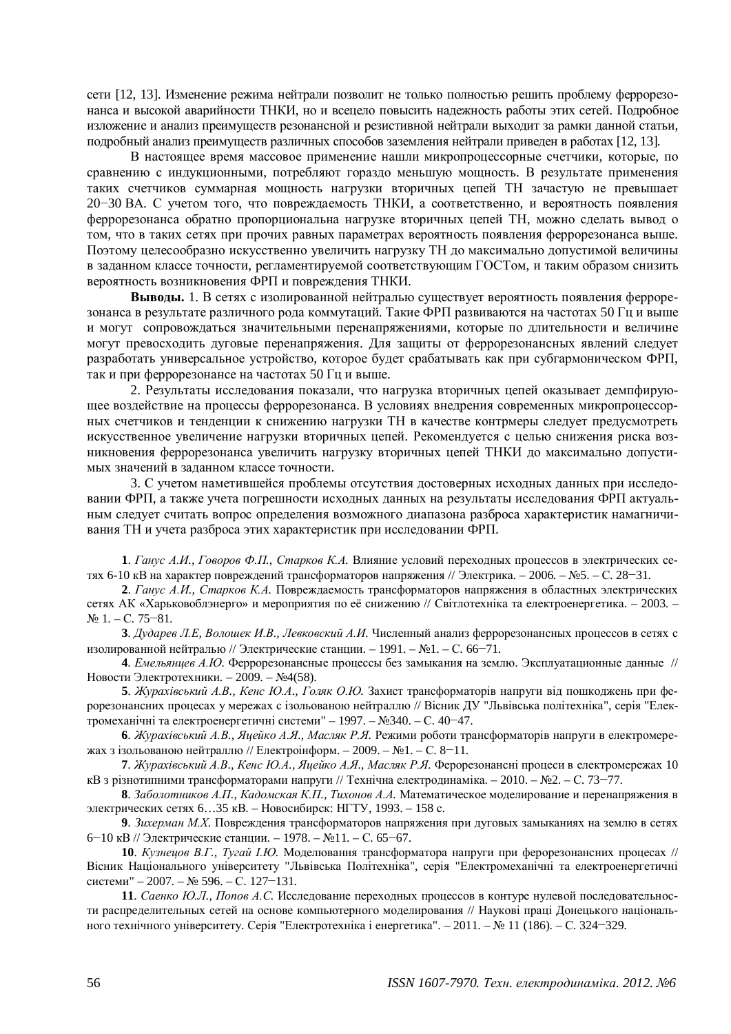сети [12, 13]. Изменение режима нейтрали позволит не только полностью решить проблему феррорезонанса и высокой аварийности ТНКИ, но и всецело повысить надежность работы этих сетей. Подробное изложение и анализ преимуществ резонансной и резистивной нейтрали выходит за рамки данной статьи, подробный анализ преимуществ различных способов заземления нейтрали приведен в работах [12, 13].

В настоящее время массовое применение нашли микропроцессорные счетчики, которые, по сравнению с индукционными, потребляют гораздо меньшую мощность. В результате применения таких счетчиков суммарная мощность нагрузки вторичных цепей ТН зачастую не превышает 20−30 ВА. С учетом того, что повреждаемость ТНКИ, а соответственно, и вероятность появления феррорезонанса обратно пропорциональна нагрузке вторичных цепей ТН, можно сделать вывод о том, что в таких сетях при прочих равных параметрах вероятность появления феррорезонанса выше. Поэтому целесообразно искусственно увеличить нагрузку ТН до максимально допустимой величины в заданном классе точности, регламентируемой соответствующим ГОСТом, и таким образом снизить вероятность возникновения ФРП и повреждения ТНКИ.

**Выводы.** 1. В сетях с изолированной нейтралью существует вероятность появления феррорезонанса в результате различного рода коммутаций. Такие ФРП развиваются на частотах 50 Гц и выше и могут сопровождаться значительными перенапряжениями, которые по длительности и величине могут превосходить дуговые перенапряжения. Для защиты от феррорезонансных явлений следует разработать универсальное устройство, которое будет срабатывать как при субгармоническом ФРП, так и при феррорезонансе на частотах 50 Гц и выше.

2. Результаты исследования показали, что нагрузка вторичных цепей оказывает демпфирующее воздействие на процессы феррорезонанса. В условиях внедрения современных микропроцессорных счетчиков и тенденции к снижению нагрузки ТН в качестве контрмеры следует предусмотреть искусственное увеличение нагрузки вторичных цепей. Рекомендуется с целью снижения риска возникновения феррорезонанса увеличить нагрузку вторичных цепей ТНКИ до максимально допустимых значений в заданном классе точности.

3. С учетом наметившейся проблемы отсутствия достоверных исходных данных при исследовании ФРП, а также учета погрешности исходных данных на результаты исследования ФРП актуальным следует считать вопрос определения возможного диапазона разброса характеристик намагничивания ТН и учета разброса этих характеристик при исследовании ФРП.

**1**. *Ганус А.И., Говоров Ф.П., Старков К.А.* Влияние условий переходных процессов в электрических сетях 6-10 кВ на характер повреждений трансформаторов напряжения // Электрика. – 2006. – №5. – С. 28−31.

**2**. *Ганус А.И., Старков К.А.* Повреждаемость трансформаторов напряжения в областных электрических сетях АК «Харьковоблэнерго» и мероприятия по её снижению // Світлотехніка та електроенергетика. – 2003. – № 1. – С. 75−81.

**3**. *Дударев Л.Е, Волошек И.В., Левковский А.И.* Численный анализ феррорезонансных процессов в сетях с изолированной нейтралью // Электрические станции. – 1991. – №1. – С. 66−71.

**4**. *Емельянцев А.Ю.* Феррорезонансные процессы без замыкания на землю. Эксплуатационные данные // Новости Электротехники. – 2009. – №4(58).

**5**. *Журахівський А.В., Кенс Ю.А., Голяк О.Ю.* Захист трансформаторів напруги від пошкоджень при ферорезонансних процесах у мережах с ізольованою нейтраллю // Вісник ДУ "Львівська політехніка", серія "Електромеханічні та електроенергетичні системи" – 1997. – №340. – С. 40−47.

**6**. *Журахівський А.В., Яцейко А.Я., Масляк Р.Я.* Режими роботи трансформаторів напруги в електромережах з ізольованою нейтраллю // Електроінформ. – 2009. – №1. – С. 8−11.

**7**. *Журахівський А.В., Кенс Ю.А., Яцейко А.Я., Масляк Р.Я.* Ферорезонансні процеси в електромережах 10 кВ з різнотипними трансформаторами напруги // Технічна електродинаміка. – 2010. – №2. – С. 73−77.

**8**. *Заболотников А.П., Кадомская К.П., Тихонов А.А.* Математическое моделирование и перенапряжения в электрических сетях 6…35 кВ. – Новосибирск: НГТУ, 1993. – 158 с.

**9**. *Зихерман М.Х.* Повреждения трансформаторов напряжения при дуговых замыканиях на землю в сетях 6−10 кВ // Электрические станции. – 1978. – №11. – С. 65−67.

**10**. *Кузнецов В.Г., Тугай І.Ю.* Моделювання трансформатора напруги при ферорезонансних процесах // Вісник Національного університету "Львівська Політехніка", серія "Електромеханічні та електроенергетичні системи" – 2007. – № 596. – С. 127−131.

**11**. *Саенко Ю.Л., Попов А.С.* Исследование переходных процессов в контуре нулевой последовательности распределительных сетей на основе компьютерного моделирования // Наукові праці Донецького національного технічного університету. Серія "Електротехніка і енергетика". – 2011. – № 11 (186). – С. 324−329.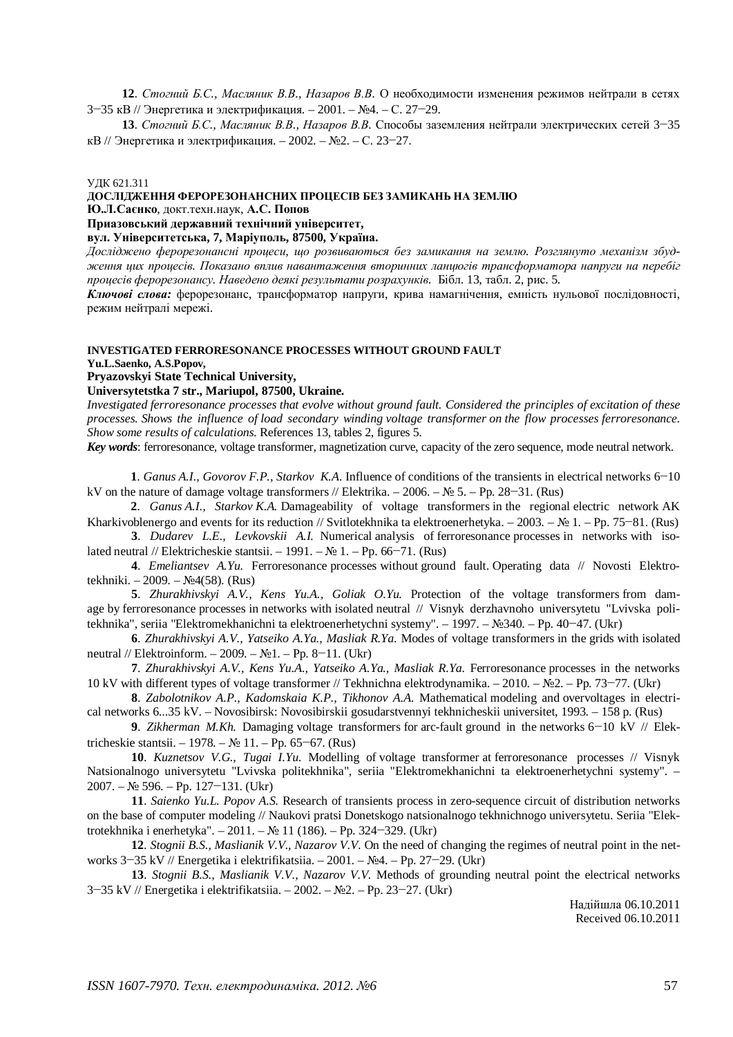**12**. *Стогний Б.С., Масляник В.В., Назаров В.В.* О необходимости изменения режимов нейтрали в сетях 3−35 кВ // Энергетика и электрификация. – 2001. – №4. – С. 27−29.

**13**. *Стогний Б.С., Масляник В.В., Назаров В.В.* Способы заземления нейтрали электрических сетей 3−35 кВ // Энергетика и электрификация. – 2002. – №2. – С. 23−27.

УДК 621.311

**ДОСЛІДЖЕННЯ ФЕРОРЕЗОНАНСНИХ ПРОЦЕСІВ БЕЗ ЗАМИКАНЬ НА ЗЕМЛЮ**

**Ю.Л.Саєнко**, докт.техн.наук, **А.С. Попов**

**Приазовський державний технічний університет,**

**вул. Університетська, 7, Маріуполь, 87500, Україна.**

*Досліджено ферорезонансні процеси, що розвиваються без замикання на землю. Розглянуто механізм збудження цих процесів. Показано вплив навантаження вторинних ланцюгів трансформатора напруги на перебіг процесів ферорезонансу. Наведено деякі результати розрахунків.* Бібл. 13, табл. 2, рис. 5.

***Ключові слова:*** ферорезонанс, трансформатор напруги, крива намагнічення, ємність нульової послідовності, режим нейтралі мережі.

**INVESTIGATED FERRORESONANCE PROCESSES WITHOUT GROUND FAULT**

**Yu.L.Saenko, A.S.Popov,**

**Pryazovskyi State Technical University,**

**Universytetstka 7 str., Mariupol, 87500, Ukraine.**

*Investigated ferroresonance processes that evolve without ground fault. Considered the principles of excitation of these processes. Shows the influence of load secondary winding voltage transformer on the flow processes ferroresonance. Show some results of calculations.* References 13, tables 2, figures 5.

***Key words***: ferroresonance, voltage transformer, magnetization curve, capacity of the zero sequence, mode neutral network.

**1**. *Ganus A.I., Govorov F.P., Starkov K.A.* Influence of conditions of the transients in electrical networks 6−10 kV on the nature of damage voltage transformers // Elektrika. – 2006. – № 5. – Pp. 28−31. (Rus)

**2**. *Ganus A.I., Starkov K.A.* Damageability of voltage transformers in the regional electric network AK Kharkivoblenergo and events for its reduction // Svitlotekhnika ta elektroenerhetyka. – 2003. – № 1. – Pp. 75−81. (Rus)

**3**. *Dudarev L.E., Levkovskii A.I.* Numerical analysis of ferroresonance processes in networks with isolated neutral // Elektricheskie stantsii. – 1991. – № 1. – Pp. 66−71. (Rus)

**4**. *Emeliantsev A.Yu.* Ferroresonance processes without ground fault. Operating data // Novosti Elektrotekhniki. – 2009. – №4(58). (Rus)

**5**. *Zhurakhivskyi A.V., Kens Yu.A., Goliak O.Yu.* Protection of the voltage transformers from damage by ferroresonance processes in networks with isolated neutral // Visnyk derzhavnoho universytetu "Lvivska politekhnika", seriia "Elektromekhanichni ta elektroenerhetychni systemy". – 1997. – №340. – Pp. 40−47. (Ukr)

**6**. *Zhurakhivskyi A.V., Yatseiko A.Ya., Masliak R.Ya.* Modes of voltage transformers in the grids with isolated neutral // Elektroinform. – 2009. – №1. – Pp. 8−11. (Ukr)

**7**. *Zhurakhivskyi A.V., Kens Yu.A., Yatseiko A.Ya., Masliak R.Ya.* Ferroresonance processes in the networks 10 kV with different types of voltage transformer // Tekhnichna elektrodynamika. – 2010. – №2. – Pp. 73−77. (Ukr)

**8**. *Zabolotnikov A.P., Kadomskaia K.P., Tikhonov A.A.* Mathematical modeling and overvoltages in electrical networks 6...35 kV. – Novosibirsk: Novosibirskii gosudarstvennyi tekhnicheskii universitet, 1993. – 158 p. (Rus)

**9**. *Zikherman M.Kh.* Damaging voltage transformers for arc-fault ground in the networks 6−10 kV // Elektricheskie stantsii. – 1978. – № 11. – Pp. 65−67. (Rus)

**10**. *Kuznetsov V.G., Tugai I.Yu.* Modelling of voltage transformer at ferroresonance processes // Visnyk Natsionalnogo universytetu "Lvivska politekhnika", seriia "Elektromekhanichni ta elektroenerhetychni systemy". – 2007. – № 596. – Pp. 127−131. (Ukr)

**11**. *Saienko Yu.L. Popov A.S.* Research of transients process in zero-sequence circuit of distribution networks on the base of computer modeling // Naukovi pratsi Donetskogo natsionalnogo tekhnichnogo universytetu. Seriia "Elektrotekhnika i enerhetyka". – 2011. – № 11 (186). – Pp. 324−329. (Ukr)

**12**. *Stognii B.S., Maslianik V.V., Nazarov V.V.* On the need of changing the regimes of neutral point in the networks 3−35 kV // Energetika i elektrifikatsiia. – 2001. – №4. – Pp. 27−29. (Ukr)

**13**. *Stognii B.S., Maslianik V.V., Nazarov V.V.* Methods of grounding neutral point the electrical networks 3−35 kV // Energetika i elektrifikatsiia. – 2002. – №2. – Pp. 23−27. (Ukr)

Надійшла 06.10.2011
Received 06.10.2011